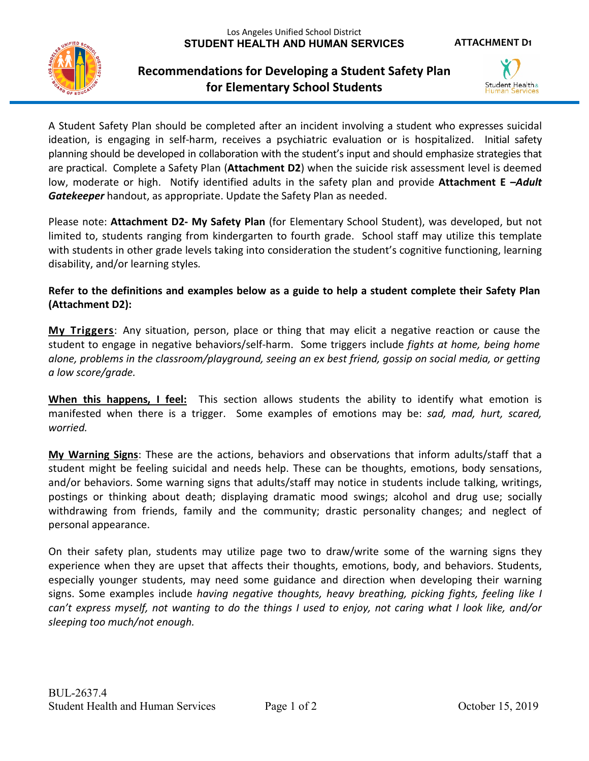Los Angeles Unified School District
**STUDENT HEALTH AND HUMAN SERVICES**

**ATTACHMENT D1**

# Recommendations for Developing a Student Safety Plan for Elementary School Students

A Student Safety Plan should be completed after an incident involving a student who expresses suicidal ideation, is engaging in self-harm, receives a psychiatric evaluation or is hospitalized. Initial safety planning should be developed in collaboration with the student's input and should emphasize strategies that are practical. Complete a Safety Plan (**Attachment D2**) when the suicide risk assessment level is deemed low, moderate or high. Notify identified adults in the safety plan and provide **Attachment E –*Adult Gatekeeper*** handout, as appropriate. Update the Safety Plan as needed.

Please note: **Attachment D2- My Safety Plan** (for Elementary School Student), was developed, but not limited to, students ranging from kindergarten to fourth grade. School staff may utilize this template with students in other grade levels taking into consideration the student's cognitive functioning, learning disability, and/or learning styles.

**Refer to the definitions and examples below as a guide to help a student complete their Safety Plan (Attachment D2):**

**<u>My Triggers</u>**: Any situation, person, place or thing that may elicit a negative reaction or cause the student to engage in negative behaviors/self-harm. Some triggers include *fights at home, being home alone, problems in the classroom/playground, seeing an ex best friend, gossip on social media, or getting a low score/grade.*

**<u>When this happens, I feel:</u>** This section allows students the ability to identify what emotion is manifested when there is a trigger. Some examples of emotions may be: *sad, mad, hurt, scared, worried.*

**<u>My Warning Signs</u>**: These are the actions, behaviors and observations that inform adults/staff that a student might be feeling suicidal and needs help. These can be thoughts, emotions, body sensations, and/or behaviors. Some warning signs that adults/staff may notice in students include talking, writings, postings or thinking about death; displaying dramatic mood swings; alcohol and drug use; socially withdrawing from friends, family and the community; drastic personality changes; and neglect of personal appearance.

On their safety plan, students may utilize page two to draw/write some of the warning signs they experience when they are upset that affects their thoughts, emotions, body, and behaviors. Students, especially younger students, may need some guidance and direction when developing their warning signs. Some examples include *having negative thoughts, heavy breathing, picking fights, feeling like I can't express myself, not wanting to do the things I used to enjoy, not caring what I look like, and/or sleeping too much/not enough.*

BUL-2637.4
Student Health and Human Services
October 15, 2019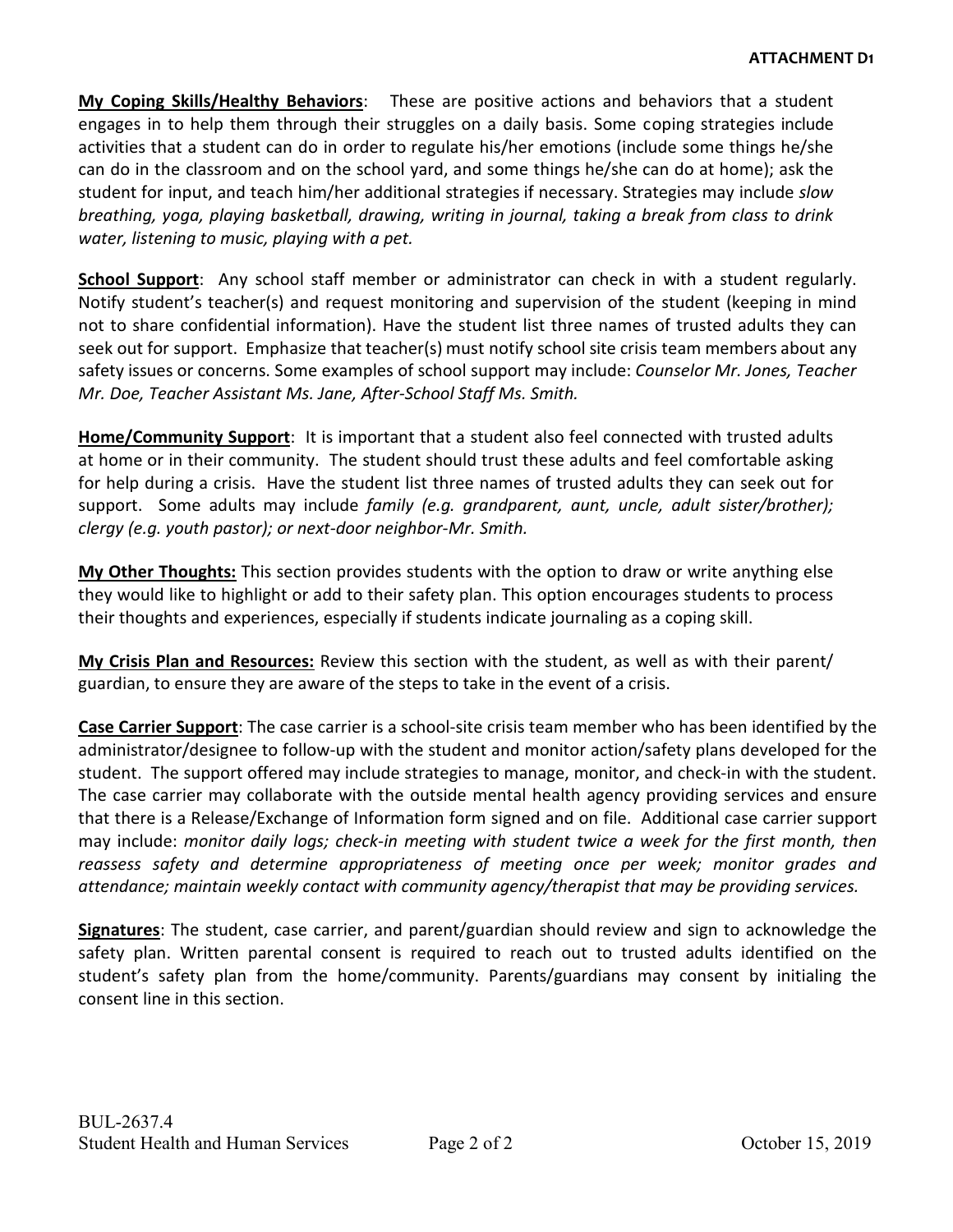**ATTACHMENT D1**

**My Coping Skills/Healthy Behaviors**: These are positive actions and behaviors that a student engages in to help them through their struggles on a daily basis. Some coping strategies include activities that a student can do in order to regulate his/her emotions (include some things he/she can do in the classroom and on the school yard, and some things he/she can do at home); ask the student for input, and teach him/her additional strategies if necessary. Strategies may include *slow breathing, yoga, playing basketball, drawing, writing in journal, taking a break from class to drink water, listening to music, playing with a pet.*

**School Support**: Any school staff member or administrator can check in with a student regularly. Notify student's teacher(s) and request monitoring and supervision of the student (keeping in mind not to share confidential information). Have the student list three names of trusted adults they can seek out for support. Emphasize that teacher(s) must notify school site crisis team members about any safety issues or concerns. Some examples of school support may include: *Counselor Mr. Jones, Teacher Mr. Doe, Teacher Assistant Ms. Jane, After-School Staff Ms. Smith.*

**Home/Community Support**: It is important that a student also feel connected with trusted adults at home or in their community. The student should trust these adults and feel comfortable asking for help during a crisis. Have the student list three names of trusted adults they can seek out for support. Some adults may include *family (e.g. grandparent, aunt, uncle, adult sister/brother); clergy (e.g. youth pastor); or next-door neighbor-Mr. Smith.*

**My Other Thoughts:** This section provides students with the option to draw or write anything else they would like to highlight or add to their safety plan. This option encourages students to process their thoughts and experiences, especially if students indicate journaling as a coping skill.

**My Crisis Plan and Resources:** Review this section with the student, as well as with their parent/ guardian, to ensure they are aware of the steps to take in the event of a crisis.

**Case Carrier Support**: The case carrier is a school-site crisis team member who has been identified by the administrator/designee to follow-up with the student and monitor action/safety plans developed for the student. The support offered may include strategies to manage, monitor, and check-in with the student. The case carrier may collaborate with the outside mental health agency providing services and ensure that there is a Release/Exchange of Information form signed and on file. Additional case carrier support may include: *monitor daily logs; check-in meeting with student twice a week for the first month, then reassess safety and determine appropriateness of meeting once per week; monitor grades and attendance; maintain weekly contact with community agency/therapist that may be providing services.*

**Signatures**: The student, case carrier, and parent/guardian should review and sign to acknowledge the safety plan. Written parental consent is required to reach out to trusted adults identified on the student's safety plan from the home/community. Parents/guardians may consent by initialing the consent line in this section.